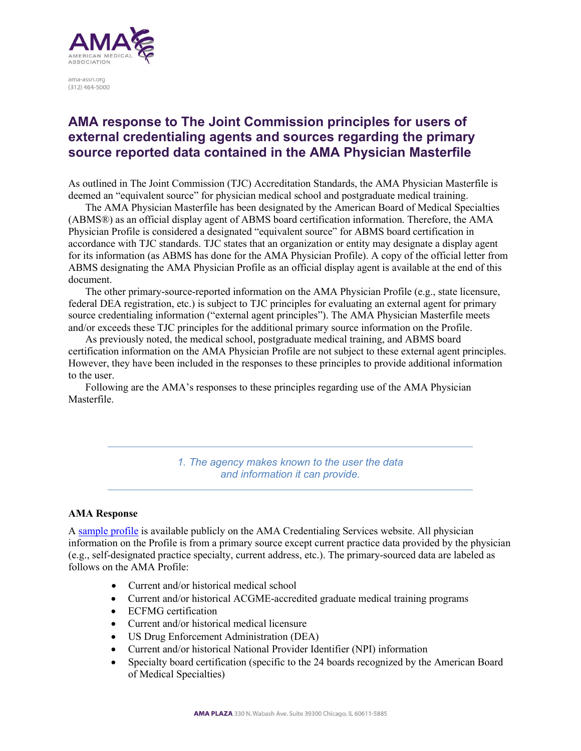# AMA response to The Joint Commission principles for users of external credentialing agents and sources regarding the primary source reported data contained in the AMA Physician Masterfile

As outlined in The Joint Commission (TJC) Accreditation Standards, the AMA Physician Masterfile is deemed an "equivalent source" for physician medical school and postgraduate medical training.

The AMA Physician Masterfile has been designated by the American Board of Medical Specialties (ABMS®) as an official display agent of ABMS board certification information. Therefore, the AMA Physician Profile is considered a designated "equivalent source" for ABMS board certification in accordance with TJC standards. TJC states that an organization or entity may designate a display agent for its information (as ABMS has done for the AMA Physician Profile). A copy of the official letter from ABMS designating the AMA Physician Profile as an official display agent is available at the end of this document.

The other primary-source-reported information on the AMA Physician Profile (e.g., state licensure, federal DEA registration, etc.) is subject to TJC principles for evaluating an external agent for primary source credentialing information ("external agent principles"). The AMA Physician Masterfile meets and/or exceeds these TJC principles for the additional primary source information on the Profile.

As previously noted, the medical school, postgraduate medical training, and ABMS board certification information on the AMA Physician Profile are not subject to these external agent principles. However, they have been included in the responses to these principles to provide additional information to the user.

Following are the AMA's responses to these principles regarding use of the AMA Physician Masterfile.

---

*1. The agency makes known to the user the data and information it can provide.*

---

**AMA Response**

A sample profile is available publicly on the AMA Credentialing Services website. All physician information on the Profile is from a primary source except current practice data provided by the physician (e.g., self-designated practice specialty, current address, etc.). The primary-sourced data are labeled as follows on the AMA Profile:

- Current and/or historical medical school
- Current and/or historical ACGME-accredited graduate medical training programs
- ECFMG certification
- Current and/or historical medical licensure
- US Drug Enforcement Administration (DEA)
- Current and/or historical National Provider Identifier (NPI) information
- Specialty board certification (specific to the 24 boards recognized by the American Board of Medical Specialties)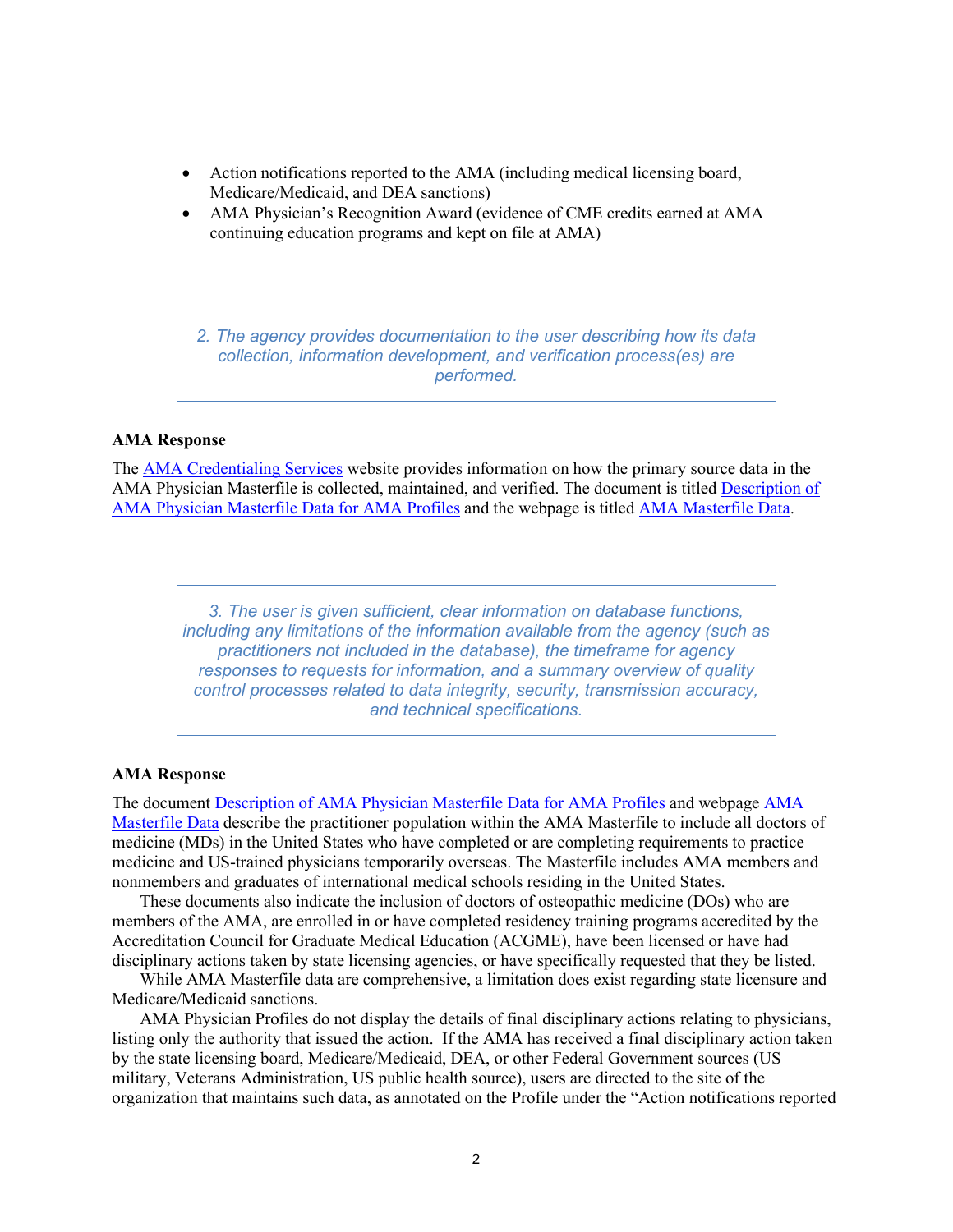- Action notifications reported to the AMA (including medical licensing board, Medicare/Medicaid, and DEA sanctions)
- AMA Physician's Recognition Award (evidence of CME credits earned at AMA continuing education programs and kept on file at AMA)

---

*2. The agency provides documentation to the user describing how its data collection, information development, and verification process(es) are performed.*

---

**AMA Response**

The AMA Credentialing Services website provides information on how the primary source data in the AMA Physician Masterfile is collected, maintained, and verified. The document is titled Description of AMA Physician Masterfile Data for AMA Profiles and the webpage is titled AMA Masterfile Data.

---

*3. The user is given sufficient, clear information on database functions, including any limitations of the information available from the agency (such as practitioners not included in the database), the timeframe for agency responses to requests for information, and a summary overview of quality control processes related to data integrity, security, transmission accuracy, and technical specifications.*

---

**AMA Response**

The document Description of AMA Physician Masterfile Data for AMA Profiles and webpage AMA Masterfile Data describe the practitioner population within the AMA Masterfile to include all doctors of medicine (MDs) in the United States who have completed or are completing requirements to practice medicine and US-trained physicians temporarily overseas. The Masterfile includes AMA members and nonmembers and graduates of international medical schools residing in the United States.

These documents also indicate the inclusion of doctors of osteopathic medicine (DOs) who are members of the AMA, are enrolled in or have completed residency training programs accredited by the Accreditation Council for Graduate Medical Education (ACGME), have been licensed or have had disciplinary actions taken by state licensing agencies, or have specifically requested that they be listed.

While AMA Masterfile data are comprehensive, a limitation does exist regarding state licensure and Medicare/Medicaid sanctions.

AMA Physician Profiles do not display the details of final disciplinary actions relating to physicians, listing only the authority that issued the action. If the AMA has received a final disciplinary action taken by the state licensing board, Medicare/Medicaid, DEA, or other Federal Government sources (US military, Veterans Administration, US public health source), users are directed to the site of the organization that maintains such data, as annotated on the Profile under the "Action notifications reported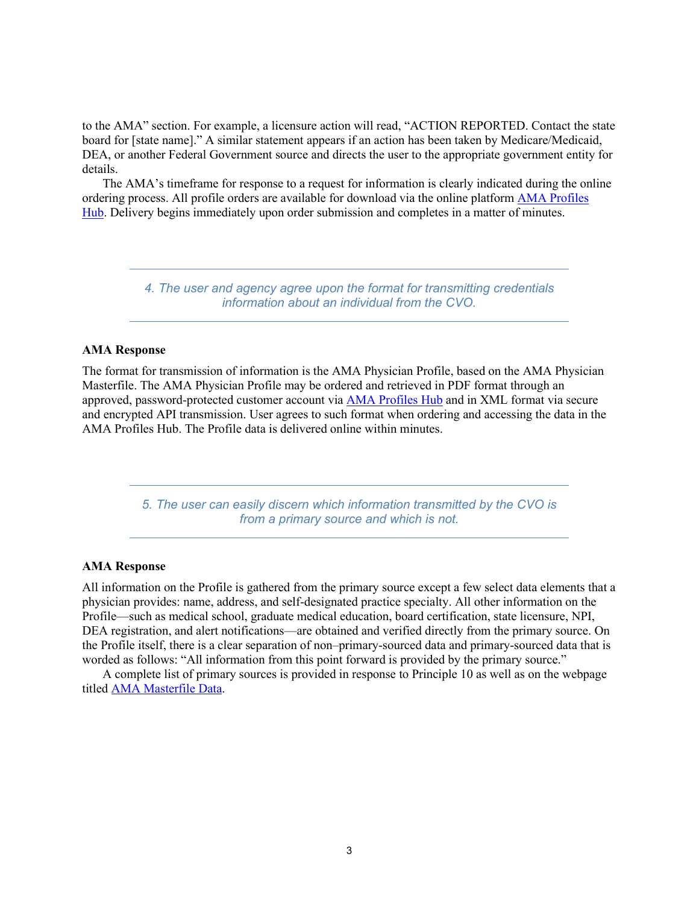to the AMA" section. For example, a licensure action will read, "ACTION REPORTED. Contact the state board for [state name]." A similar statement appears if an action has been taken by Medicare/Medicaid, DEA, or another Federal Government source and directs the user to the appropriate government entity for details.

The AMA's timeframe for response to a request for information is clearly indicated during the online ordering process. All profile orders are available for download via the online platform AMA Profiles Hub. Delivery begins immediately upon order submission and completes in a matter of minutes.

---

*4. The user and agency agree upon the format for transmitting credentials information about an individual from the CVO.*

---

**AMA Response**

The format for transmission of information is the AMA Physician Profile, based on the AMA Physician Masterfile. The AMA Physician Profile may be ordered and retrieved in PDF format through an approved, password-protected customer account via AMA Profiles Hub and in XML format via secure and encrypted API transmission. User agrees to such format when ordering and accessing the data in the AMA Profiles Hub. The Profile data is delivered online within minutes.

---

*5. The user can easily discern which information transmitted by the CVO is from a primary source and which is not.*

---

**AMA Response**

All information on the Profile is gathered from the primary source except a few select data elements that a physician provides: name, address, and self-designated practice specialty. All other information on the Profile—such as medical school, graduate medical education, board certification, state licensure, NPI, DEA registration, and alert notifications—are obtained and verified directly from the primary source. On the Profile itself, there is a clear separation of non–primary-sourced data and primary-sourced data that is worded as follows: "All information from this point forward is provided by the primary source."

A complete list of primary sources is provided in response to Principle 10 as well as on the webpage titled AMA Masterfile Data.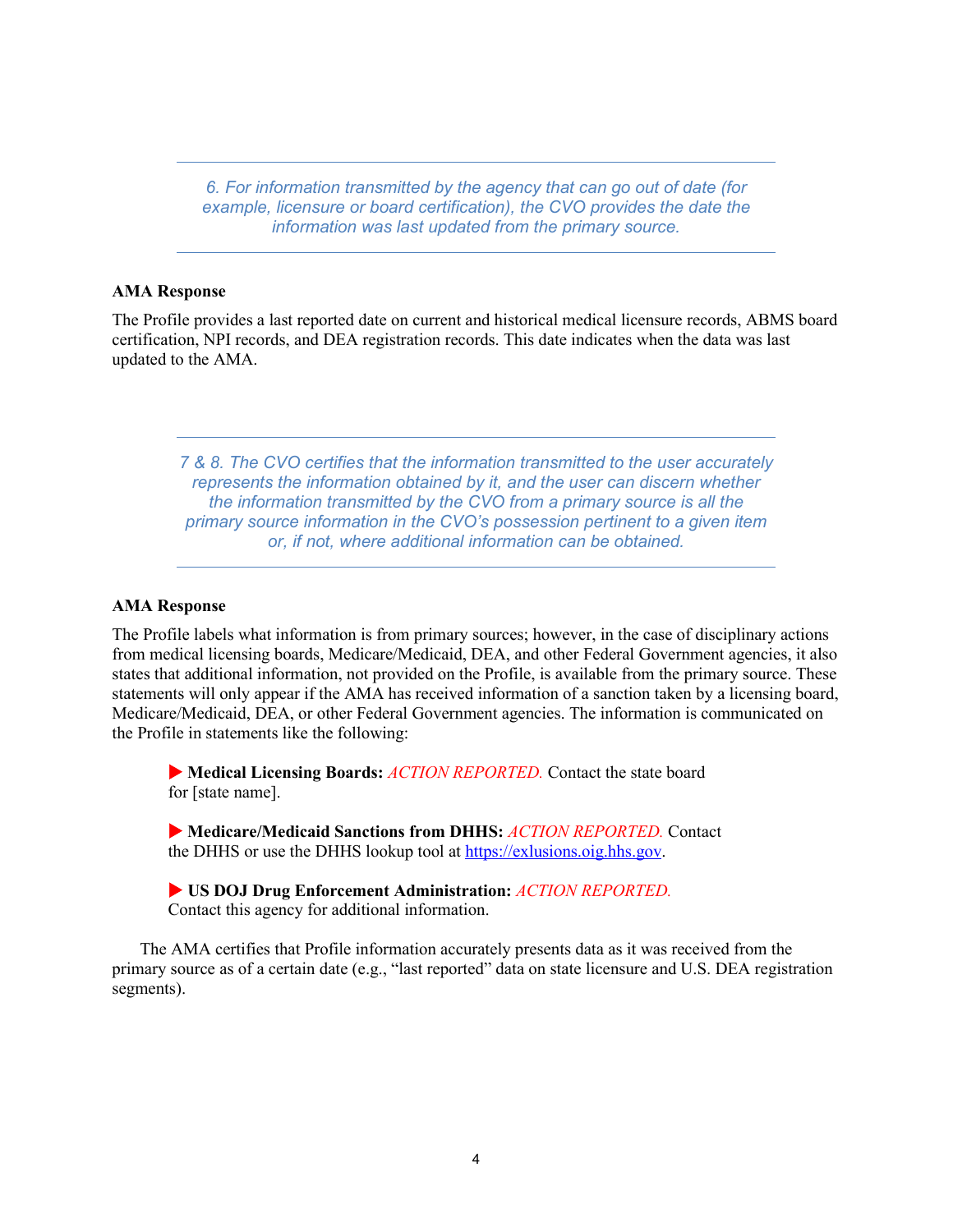---

*6. For information transmitted by the agency that can go out of date (for example, licensure or board certification), the CVO provides the date the information was last updated from the primary source.*

---

**AMA Response**

The Profile provides a last reported date on current and historical medical licensure records, ABMS board certification, NPI records, and DEA registration records. This date indicates when the data was last updated to the AMA.

---

*7 & 8. The CVO certifies that the information transmitted to the user accurately represents the information obtained by it, and the user can discern whether the information transmitted by the CVO from a primary source is all the primary source information in the CVO's possession pertinent to a given item or, if not, where additional information can be obtained.*

---

**AMA Response**

The Profile labels what information is from primary sources; however, in the case of disciplinary actions from medical licensing boards, Medicare/Medicaid, DEA, and other Federal Government agencies, it also states that additional information, not provided on the Profile, is available from the primary source. These statements will only appear if the AMA has received information of a sanction taken by a licensing board, Medicare/Medicaid, DEA, or other Federal Government agencies. The information is communicated on the Profile in statements like the following:

▶ **Medical Licensing Boards:** *ACTION REPORTED.* Contact the state board for [state name].

▶ **Medicare/Medicaid Sanctions from DHHS:** *ACTION REPORTED.* Contact the DHHS or use the DHHS lookup tool at https://exlusions.oig.hhs.gov.

▶ **US DOJ Drug Enforcement Administration:** *ACTION REPORTED.* Contact this agency for additional information.

The AMA certifies that Profile information accurately presents data as it was received from the primary source as of a certain date (e.g., "last reported" data on state licensure and U.S. DEA registration segments).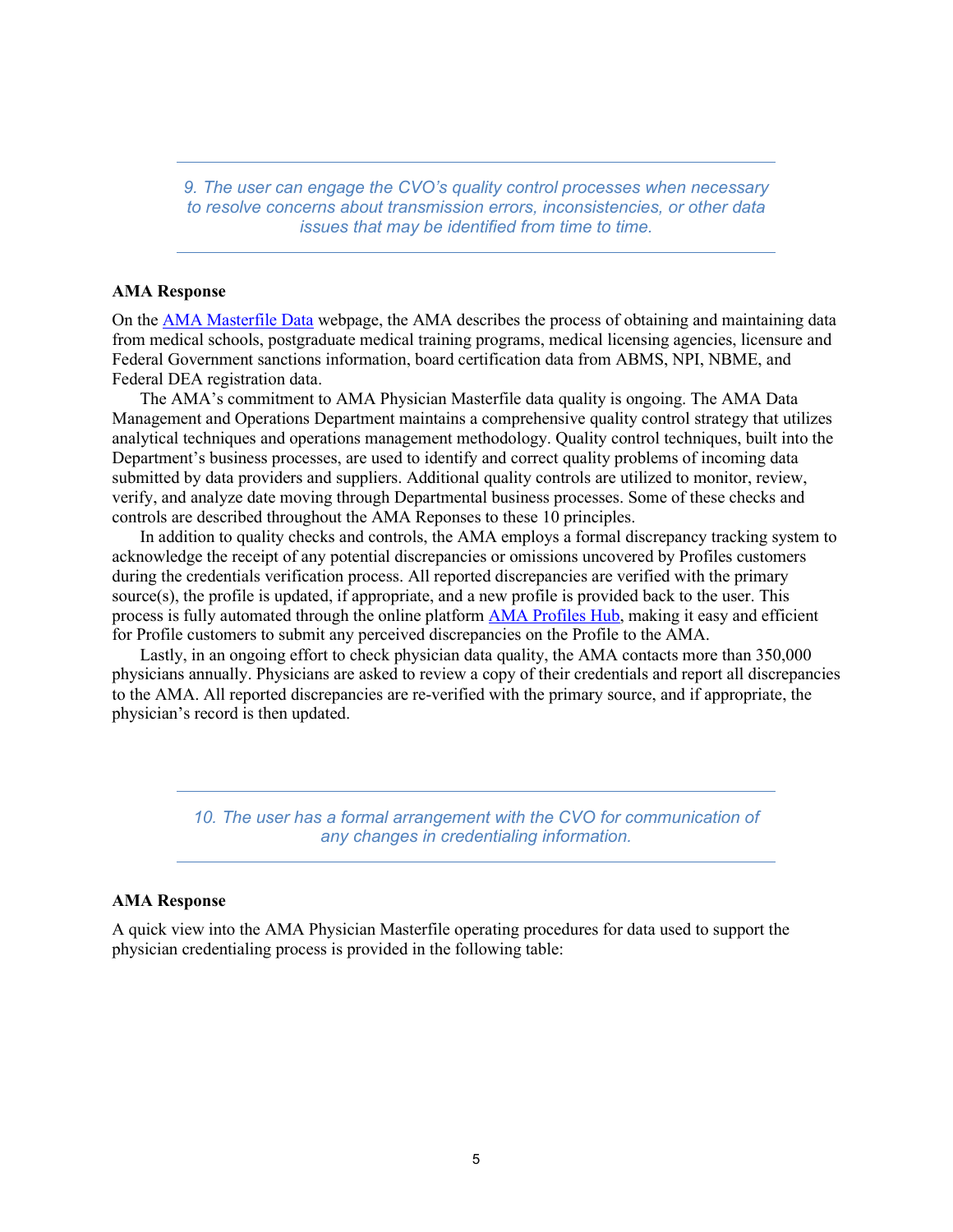*9. The user can engage the CVO's quality control processes when necessary to resolve concerns about transmission errors, inconsistencies, or other data issues that may be identified from time to time.*

**AMA Response**

On the [AMA Masterfile Data]() webpage, the AMA describes the process of obtaining and maintaining data from medical schools, postgraduate medical training programs, medical licensing agencies, licensure and Federal Government sanctions information, board certification data from ABMS, NPI, NBME, and Federal DEA registration data.

The AMA's commitment to AMA Physician Masterfile data quality is ongoing. The AMA Data Management and Operations Department maintains a comprehensive quality control strategy that utilizes analytical techniques and operations management methodology. Quality control techniques, built into the Department's business processes, are used to identify and correct quality problems of incoming data submitted by data providers and suppliers. Additional quality controls are utilized to monitor, review, verify, and analyze date moving through Departmental business processes. Some of these checks and controls are described throughout the AMA Reponses to these 10 principles.

In addition to quality checks and controls, the AMA employs a formal discrepancy tracking system to acknowledge the receipt of any potential discrepancies or omissions uncovered by Profiles customers during the credentials verification process. All reported discrepancies are verified with the primary source(s), the profile is updated, if appropriate, and a new profile is provided back to the user. This process is fully automated through the online platform [AMA Profiles Hub](), making it easy and efficient for Profile customers to submit any perceived discrepancies on the Profile to the AMA.

Lastly, in an ongoing effort to check physician data quality, the AMA contacts more than 350,000 physicians annually. Physicians are asked to review a copy of their credentials and report all discrepancies to the AMA. All reported discrepancies are re-verified with the primary source, and if appropriate, the physician's record is then updated.

*10. The user has a formal arrangement with the CVO for communication of any changes in credentialing information.*

**AMA Response**

A quick view into the AMA Physician Masterfile operating procedures for data used to support the physician credentialing process is provided in the following table: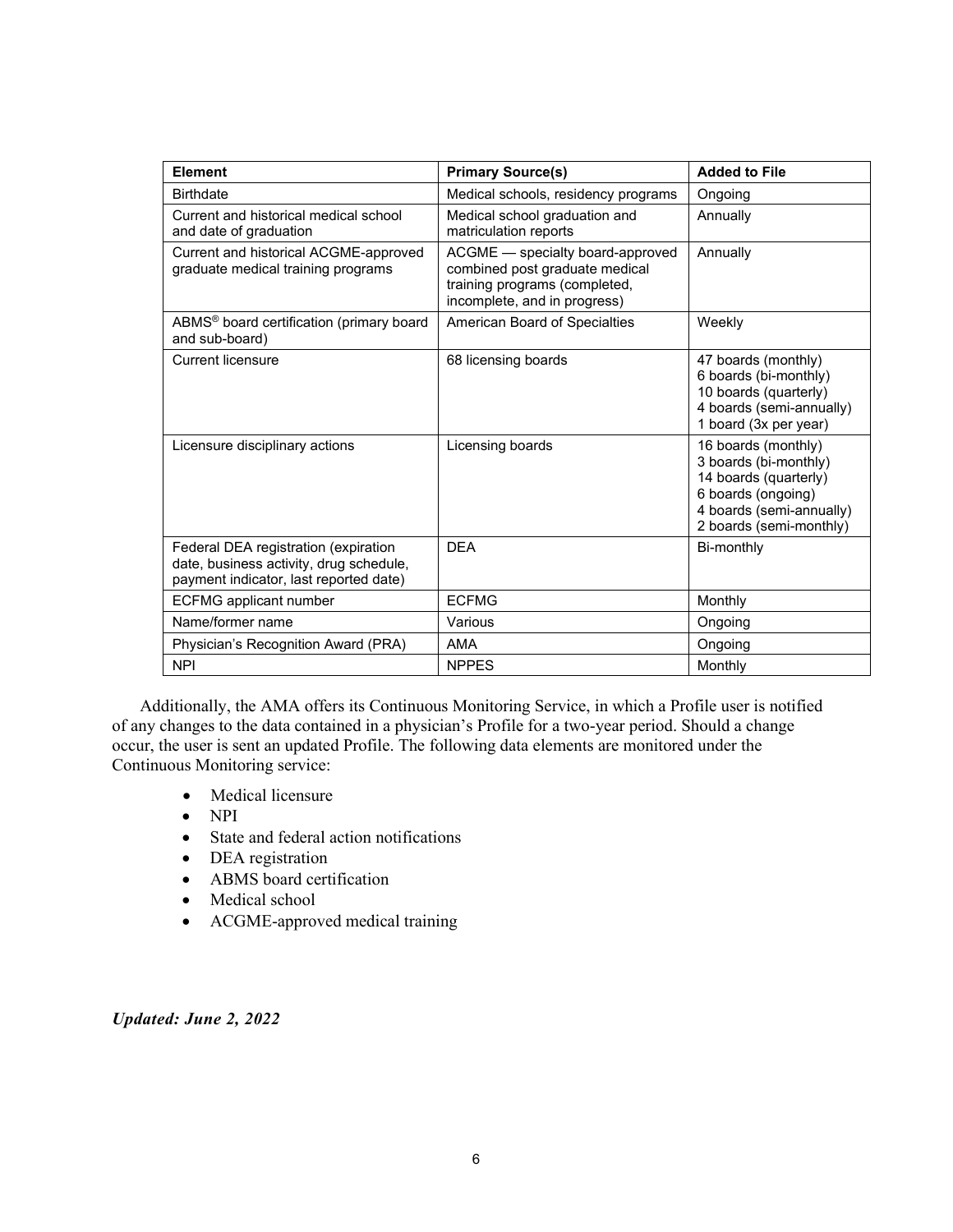| Element | Primary Source(s) | Added to File |
| --- | --- | --- |
| Birthdate | Medical schools, residency programs | Ongoing |
| Current and historical medical school and date of graduation | Medical school graduation and matriculation reports | Annually |
| Current and historical ACGME-approved graduate medical training programs | ACGME — specialty board-approved combined post graduate medical training programs (completed, incomplete, and in progress) | Annually |
| ABMS® board certification (primary board and sub-board) | American Board of Specialties | Weekly |
| Current licensure | 68 licensing boards | 47 boards (monthly)<br>6 boards (bi-monthly)<br>10 boards (quarterly)<br>4 boards (semi-annually)<br>1 board (3x per year) |
| Licensure disciplinary actions | Licensing boards | 16 boards (monthly)<br>3 boards (bi-monthly)<br>14 boards (quarterly)<br>6 boards (ongoing)<br>4 boards (semi-annually)<br>2 boards (semi-monthly) |
| Federal DEA registration (expiration date, business activity, drug schedule, payment indicator, last reported date) | DEA | Bi-monthly |
| ECFMG applicant number | ECFMG | Monthly |
| Name/former name | Various | Ongoing |
| Physician's Recognition Award (PRA) | AMA | Ongoing |
| NPI | NPPES | Monthly |

Additionally, the AMA offers its Continuous Monitoring Service, in which a Profile user is notified of any changes to the data contained in a physician's Profile for a two-year period. Should a change occur, the user is sent an updated Profile. The following data elements are monitored under the Continuous Monitoring service:

- Medical licensure
- NPI
- State and federal action notifications
- DEA registration
- ABMS board certification
- Medical school
- ACGME-approved medical training

***Updated: June 2, 2022***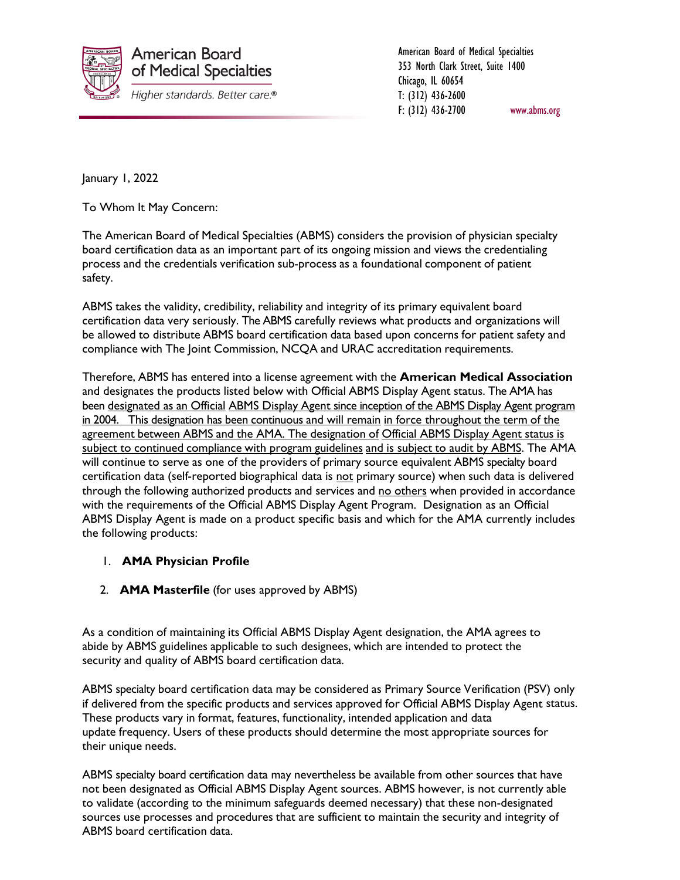American Board of Medical Specialties

*Higher standards. Better care.®*

American Board of Medical Specialties
353 North Clark Street, Suite 1400
Chicago, IL 60654
T: (312) 436-2600
F: (312) 436-2700 www.abms.org

January 1, 2022

To Whom It May Concern:

The American Board of Medical Specialties (ABMS) considers the provision of physician specialty board certification data as an important part of its ongoing mission and views the credentialing process and the credentials verification sub-process as a foundational component of patient safety.

ABMS takes the validity, credibility, reliability and integrity of its primary equivalent board certification data very seriously. The ABMS carefully reviews what products and organizations will be allowed to distribute ABMS board certification data based upon concerns for patient safety and compliance with The Joint Commission, NCQA and URAC accreditation requirements.

Therefore, ABMS has entered into a license agreement with the **American Medical Association** and designates the products listed below with Official ABMS Display Agent status. The AMA has been designated as an Official ABMS Display Agent since inception of the ABMS Display Agent program in 2004. This designation has been continuous and will remain in force throughout the term of the agreement between ABMS and the AMA. The designation of Official ABMS Display Agent status is subject to continued compliance with program guidelines and is subject to audit by ABMS. The AMA will continue to serve as one of the providers of primary source equivalent ABMS specialty board certification data (self-reported biographical data is not primary source) when such data is delivered through the following authorized products and services and no others when provided in accordance with the requirements of the Official ABMS Display Agent Program. Designation as an Official ABMS Display Agent is made on a product specific basis and which for the AMA currently includes the following products:

1. **AMA Physician Profile**
2. **AMA Masterfile** (for uses approved by ABMS)

As a condition of maintaining its Official ABMS Display Agent designation, the AMA agrees to abide by ABMS guidelines applicable to such designees, which are intended to protect the security and quality of ABMS board certification data.

ABMS specialty board certification data may be considered as Primary Source Verification (PSV) only if delivered from the specific products and services approved for Official ABMS Display Agent status. These products vary in format, features, functionality, intended application and data update frequency. Users of these products should determine the most appropriate sources for their unique needs.

ABMS specialty board certification data may nevertheless be available from other sources that have not been designated as Official ABMS Display Agent sources. ABMS however, is not currently able to validate (according to the minimum safeguards deemed necessary) that these non-designated sources use processes and procedures that are sufficient to maintain the security and integrity of ABMS board certification data.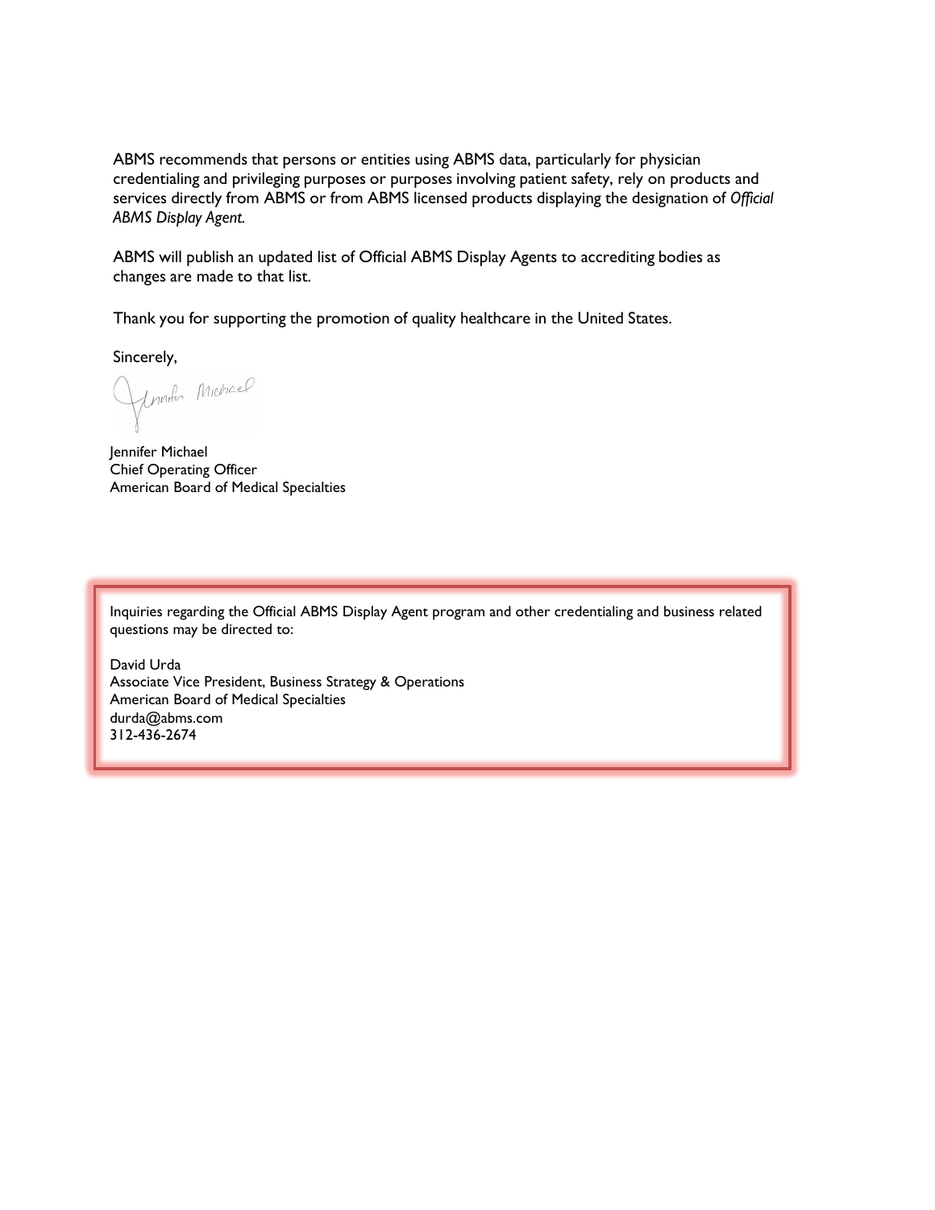ABMS recommends that persons or entities using ABMS data, particularly for physician credentialing and privileging purposes or purposes involving patient safety, rely on products and services directly from ABMS or from ABMS licensed products displaying the designation of *Official ABMS Display Agent.*

ABMS will publish an updated list of Official ABMS Display Agents to accrediting bodies as changes are made to that list.

Thank you for supporting the promotion of quality healthcare in the United States.

Sincerely,

Jennifer Michael
Chief Operating Officer
American Board of Medical Specialties

Inquiries regarding the Official ABMS Display Agent program and other credentialing and business related questions may be directed to:

David Urda
Associate Vice President, Business Strategy & Operations
American Board of Medical Specialties
durda@abms.com
312-436-2674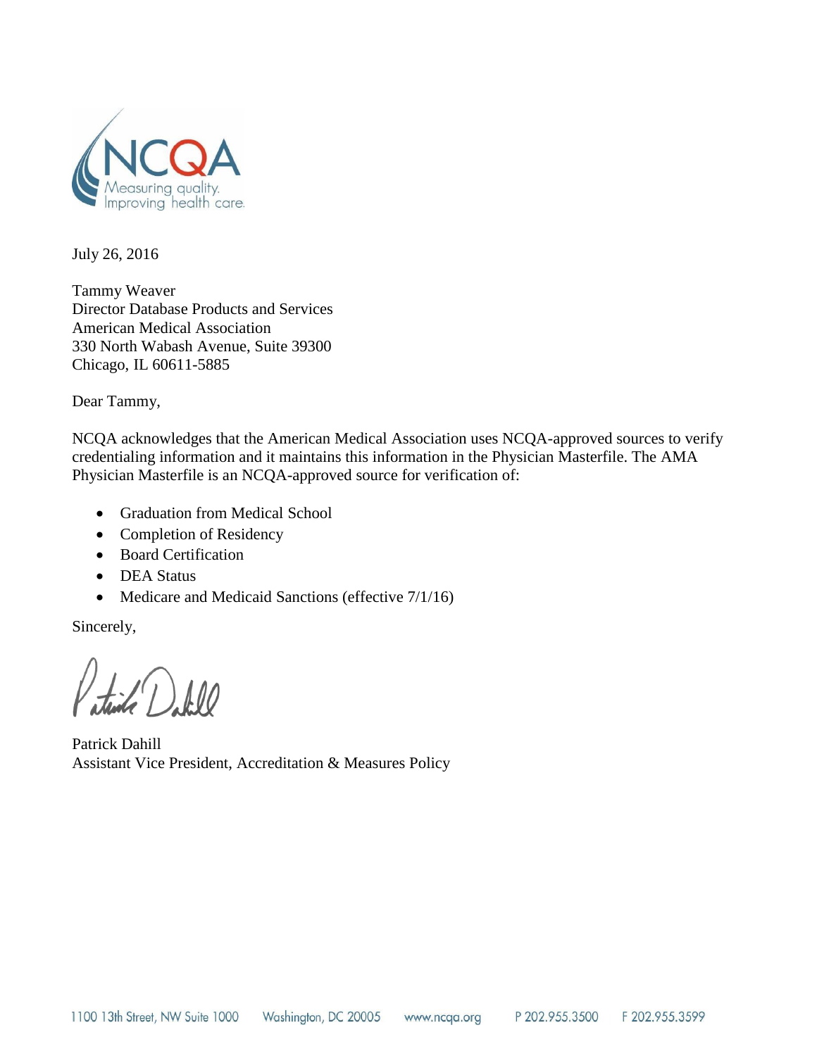July 26, 2016

Tammy Weaver
Director Database Products and Services
American Medical Association
330 North Wabash Avenue, Suite 39300
Chicago, IL 60611-5885

Dear Tammy,

NCQA acknowledges that the American Medical Association uses NCQA-approved sources to verify credentialing information and it maintains this information in the Physician Masterfile. The AMA Physician Masterfile is an NCQA-approved source for verification of:

- Graduation from Medical School
- Completion of Residency
- Board Certification
- DEA Status
- Medicare and Medicaid Sanctions (effective 7/1/16)

Sincerely,

Patrick Dahill
Assistant Vice President, Accreditation & Measures Policy

1100 13th Street, NW Suite 1000 Washington, DC 20005 www.ncqa.org P 202.955.3500 F 202.955.3599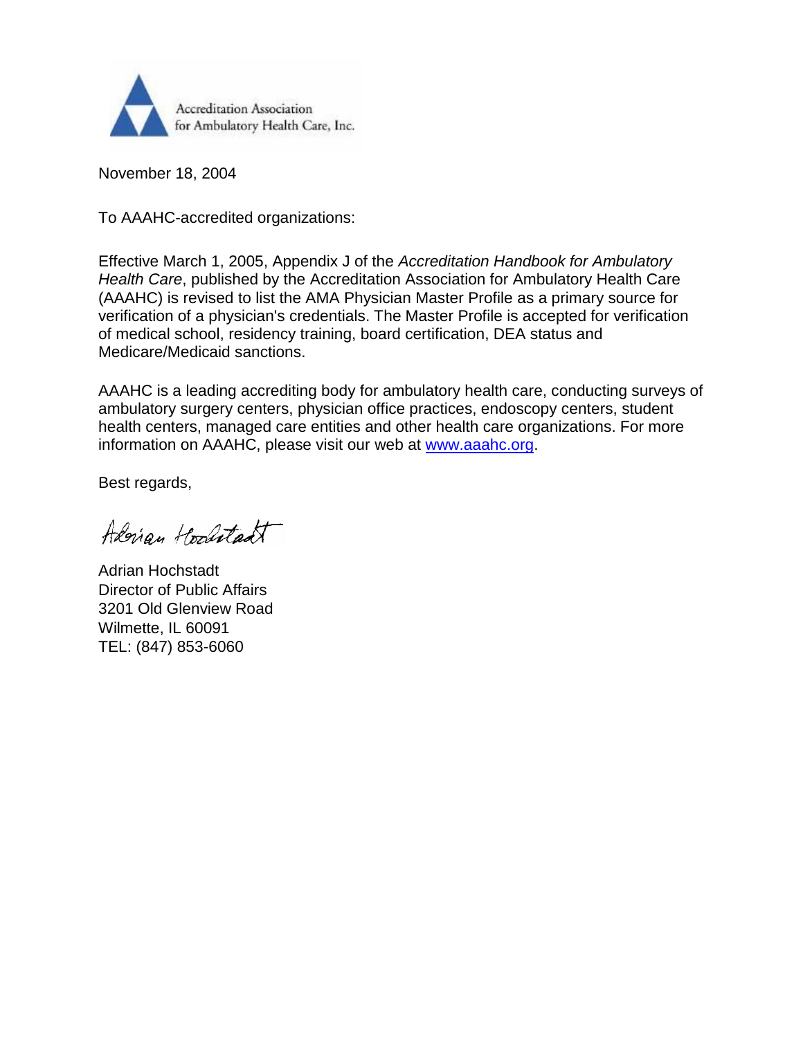Accreditation Association
for Ambulatory Health Care, Inc.

November 18, 2004

To AAAHC-accredited organizations:

Effective March 1, 2005, Appendix J of the *Accreditation Handbook for Ambulatory Health Care*, published by the Accreditation Association for Ambulatory Health Care (AAAHC) is revised to list the AMA Physician Master Profile as a primary source for verification of a physician's credentials. The Master Profile is accepted for verification of medical school, residency training, board certification, DEA status and Medicare/Medicaid sanctions.

AAAHC is a leading accrediting body for ambulatory health care, conducting surveys of ambulatory surgery centers, physician office practices, endoscopy centers, student health centers, managed care entities and other health care organizations. For more information on AAAHC, please visit our web at [www.aaahc.org](http://www.aaahc.org).

Best regards,

Adrian Hochstadt

Adrian Hochstadt
Director of Public Affairs
3201 Old Glenview Road
Wilmette, IL 60091
TEL: (847) 853-6060